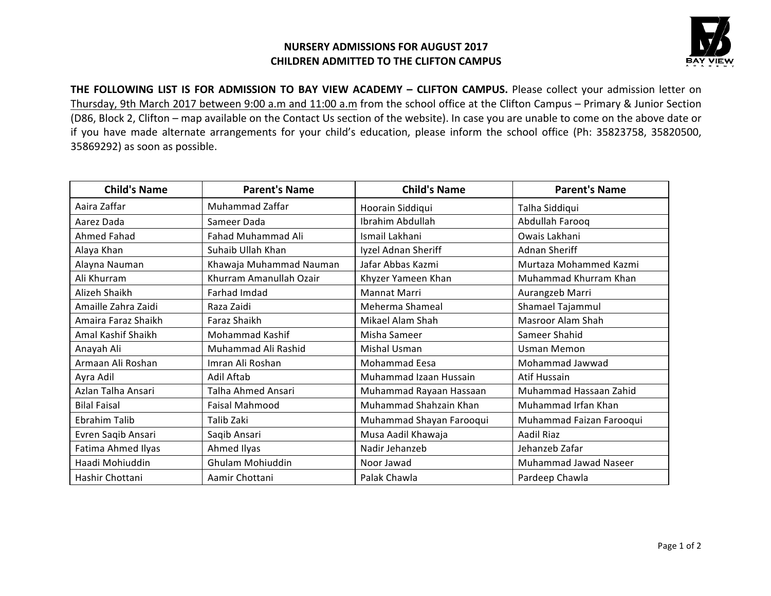**NURSERY ADMISSIONS FOR AUGUST 2017**
**CHILDREN ADMITTED TO THE CLIFTON CAMPUS**

**THE FOLLOWING LIST IS FOR ADMISSION TO BAY VIEW ACADEMY – CLIFTON CAMPUS.** Please collect your admission letter on Thursday, 9th March 2017 between 9:00 a.m and 11:00 a.m from the school office at the Clifton Campus – Primary & Junior Section (D86, Block 2, Clifton – map available on the Contact Us section of the website). In case you are unable to come on the above date or if you have made alternate arrangements for your child's education, please inform the school office (Ph: 35823758, 35820500, 35869292) as soon as possible.

| Child's Name | Parent's Name | Child's Name | Parent's Name |
|---|---|---|---|
| Aaira Zaffar | Muhammad Zaffar | Hoorain Siddiqui | Talha Siddiqui |
| Aarez Dada | Sameer Dada | Ibrahim Abdullah | Abdullah Farooq |
| Ahmed Fahad | Fahad Muhammad Ali | Ismail Lakhani | Owais Lakhani |
| Alaya Khan | Suhaib Ullah Khan | Iyzel Adnan Sheriff | Adnan Sheriff |
| Alayna Nauman | Khawaja Muhammad Nauman | Jafar Abbas Kazmi | Murtaza Mohammed Kazmi |
| Ali Khurram | Khurram Amanullah Ozair | Khyzer Yameen Khan | Muhammad Khurram Khan |
| Alizeh Shaikh | Farhad Imdad | Mannat Marri | Aurangzeb Marri |
| Amaille Zahra Zaidi | Raza Zaidi | Meherma Shameal | Shamael Tajammul |
| Amaira Faraz Shaikh | Faraz Shaikh | Mikael Alam Shah | Masroor Alam Shah |
| Amal Kashif Shaikh | Mohammad Kashif | Misha Sameer | Sameer Shahid |
| Anayah Ali | Muhammad Ali Rashid | Mishal Usman | Usman Memon |
| Armaan Ali Roshan | Imran Ali Roshan | Mohammad Eesa | Mohammad Jawwad |
| Ayra Adil | Adil Aftab | Muhammad Izaan Hussain | Atif Hussain |
| Azlan Talha Ansari | Talha Ahmed Ansari | Muhammad Rayaan Hassaan | Muhammad Hassaan Zahid |
| Bilal Faisal | Faisal Mahmood | Muhammad Shahzain Khan | Muhammad Irfan Khan |
| Ebrahim Talib | Talib Zaki | Muhammad Shayan Farooqui | Muhammad Faizan Farooqui |
| Evren Saqib Ansari | Saqib Ansari | Musa Aadil Khawaja | Aadil Riaz |
| Fatima Ahmed Ilyas | Ahmed Ilyas | Nadir Jehanzeb | Jehanzeb Zafar |
| Haadi Mohiuddin | Ghulam Mohiuddin | Noor Jawad | Muhammad Jawad Naseer |
| Hashir Chottani | Aamir Chottani | Palak Chawla | Pardeep Chawla |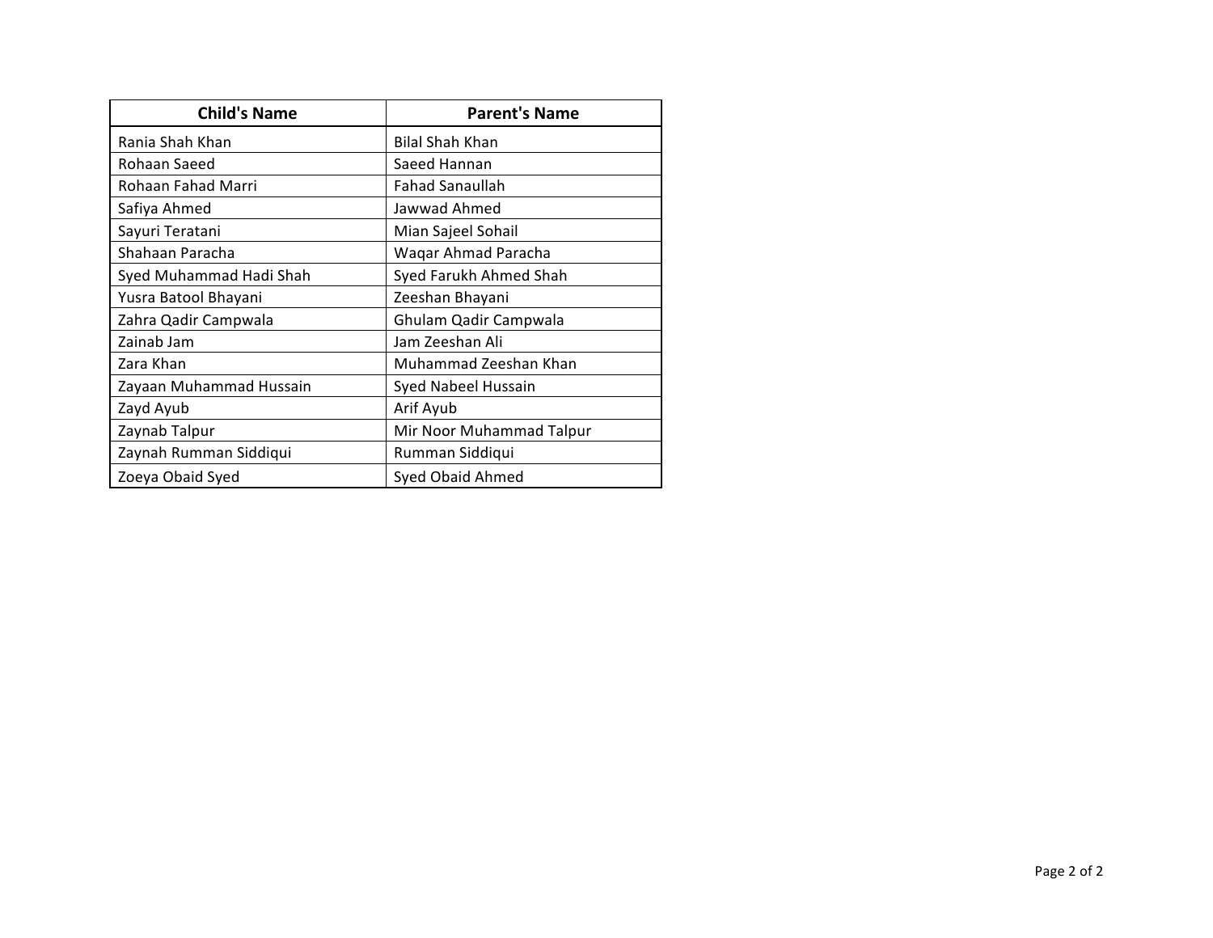| Child's Name | Parent's Name |
| --- | --- |
| Rania Shah Khan | Bilal Shah Khan |
| Rohaan Saeed | Saeed Hannan |
| Rohaan Fahad Marri | Fahad Sanaullah |
| Safiya Ahmed | Jawwad Ahmed |
| Sayuri Teratani | Mian Sajeel Sohail |
| Shahaan Paracha | Waqar Ahmad Paracha |
| Syed Muhammad Hadi Shah | Syed Farukh Ahmed Shah |
| Yusra Batool Bhayani | Zeeshan Bhayani |
| Zahra Qadir Campwala | Ghulam Qadir Campwala |
| Zainab Jam | Jam Zeeshan Ali |
| Zara Khan | Muhammad Zeeshan Khan |
| Zayaan Muhammad Hussain | Syed Nabeel Hussain |
| Zayd Ayub | Arif Ayub |
| Zaynab Talpur | Mir Noor Muhammad Talpur |
| Zaynah Rumman Siddiqui | Rumman Siddiqui |
| Zoeya Obaid Syed | Syed Obaid Ahmed |